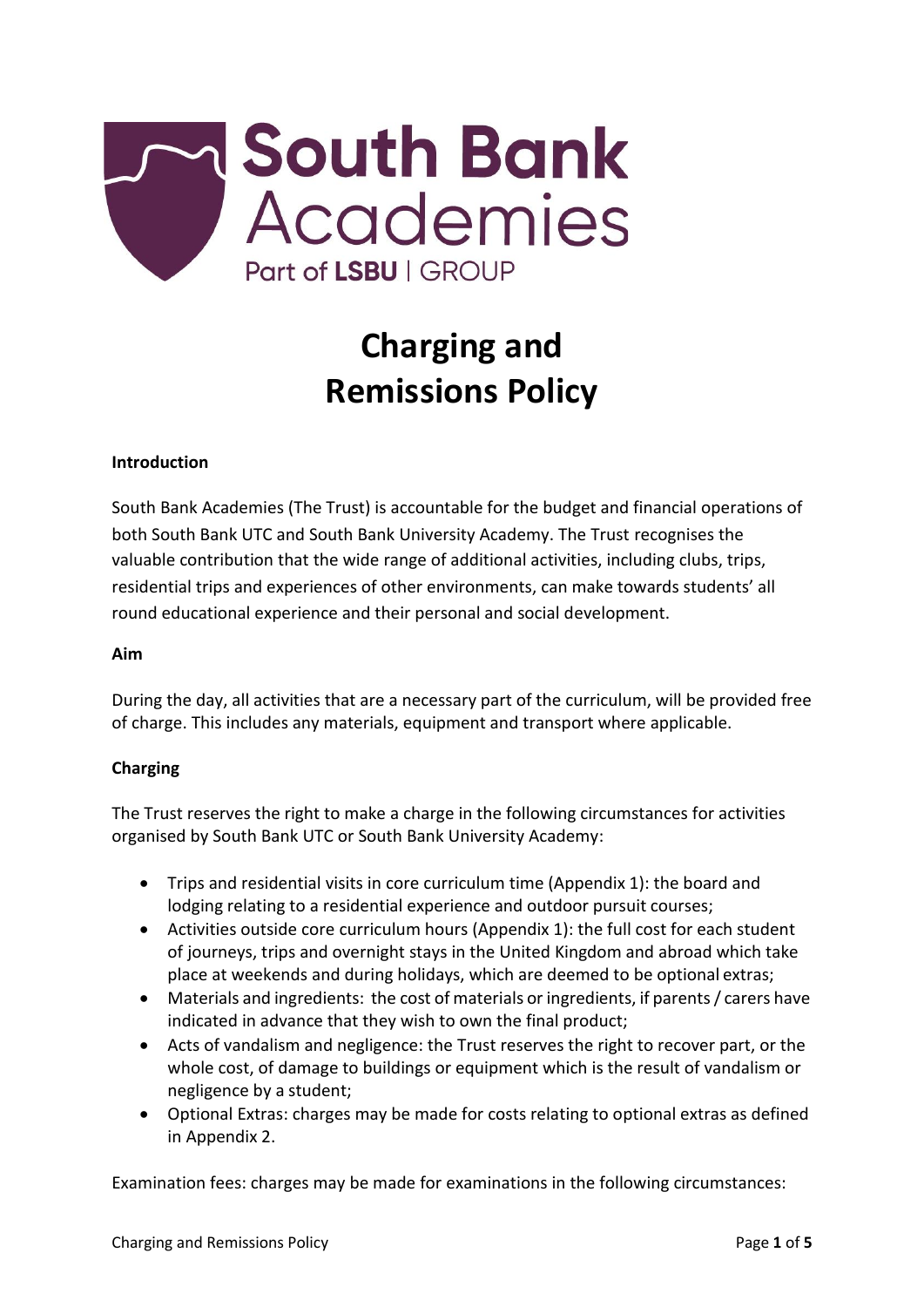# Charging and Remissions Policy

**Introduction**

South Bank Academies (The Trust) is accountable for the budget and financial operations of both South Bank UTC and South Bank University Academy. The Trust recognises the valuable contribution that the wide range of additional activities, including clubs, trips, residential trips and experiences of other environments, can make towards students' all round educational experience and their personal and social development.

**Aim**

During the day, all activities that are a necessary part of the curriculum, will be provided free of charge. This includes any materials, equipment and transport where applicable.

**Charging**

The Trust reserves the right to make a charge in the following circumstances for activities organised by South Bank UTC or South Bank University Academy:

- Trips and residential visits in core curriculum time (Appendix 1): the board and lodging relating to a residential experience and outdoor pursuit courses;
- Activities outside core curriculum hours (Appendix 1): the full cost for each student of journeys, trips and overnight stays in the United Kingdom and abroad which take place at weekends and during holidays, which are deemed to be optional extras;
- Materials and ingredients: the cost of materials or ingredients, if parents / carers have indicated in advance that they wish to own the final product;
- Acts of vandalism and negligence: the Trust reserves the right to recover part, or the whole cost, of damage to buildings or equipment which is the result of vandalism or negligence by a student;
- Optional Extras: charges may be made for costs relating to optional extras as defined in Appendix 2.

Examination fees: charges may be made for examinations in the following circumstances: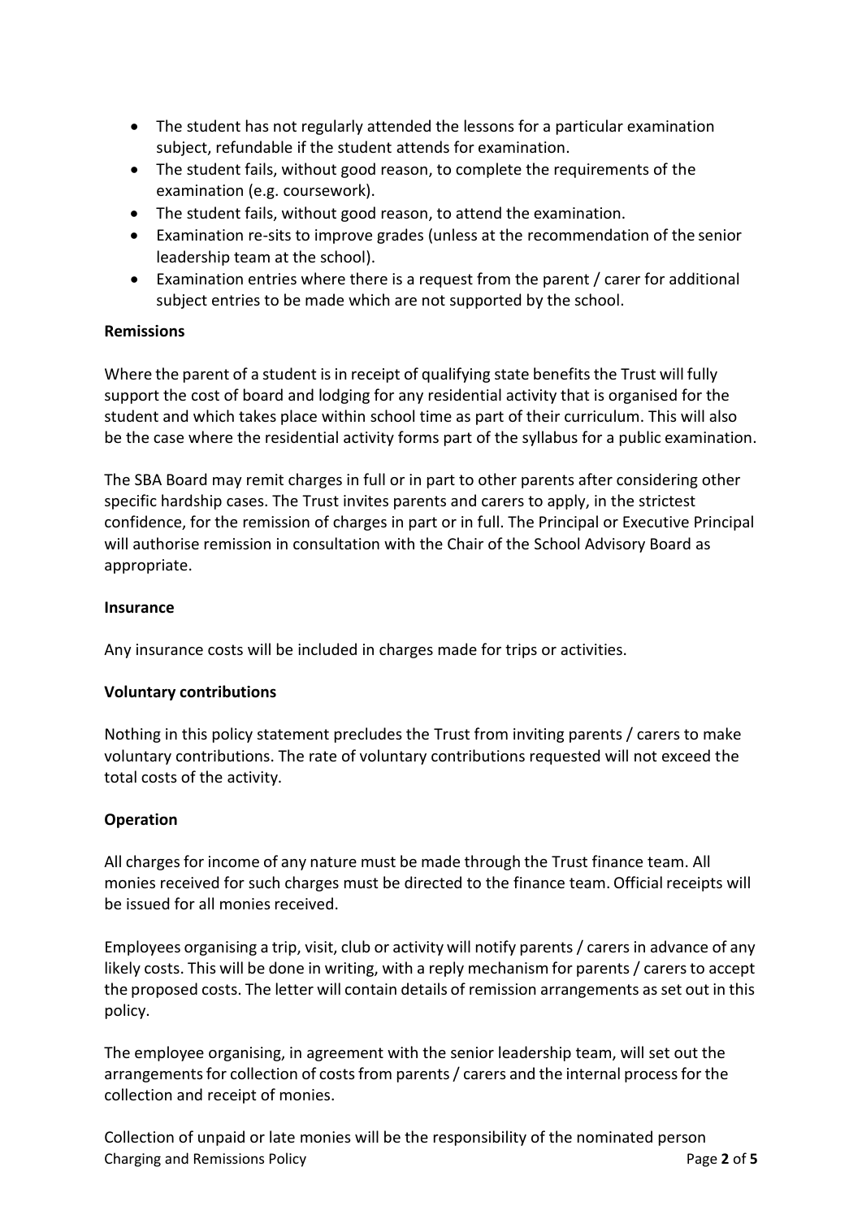- The student has not regularly attended the lessons for a particular examination subject, refundable if the student attends for examination.
- The student fails, without good reason, to complete the requirements of the examination (e.g. coursework).
- The student fails, without good reason, to attend the examination.
- Examination re-sits to improve grades (unless at the recommendation of the senior leadership team at the school).
- Examination entries where there is a request from the parent / carer for additional subject entries to be made which are not supported by the school.

**Remissions**

Where the parent of a student is in receipt of qualifying state benefits the Trust will fully support the cost of board and lodging for any residential activity that is organised for the student and which takes place within school time as part of their curriculum. This will also be the case where the residential activity forms part of the syllabus for a public examination.

The SBA Board may remit charges in full or in part to other parents after considering other specific hardship cases. The Trust invites parents and carers to apply, in the strictest confidence, for the remission of charges in part or in full. The Principal or Executive Principal will authorise remission in consultation with the Chair of the School Advisory Board as appropriate.

**Insurance**

Any insurance costs will be included in charges made for trips or activities.

**Voluntary contributions**

Nothing in this policy statement precludes the Trust from inviting parents / carers to make voluntary contributions. The rate of voluntary contributions requested will not exceed the total costs of the activity.

**Operation**

All charges for income of any nature must be made through the Trust finance team. All monies received for such charges must be directed to the finance team. Official receipts will be issued for all monies received.

Employees organising a trip, visit, club or activity will notify parents / carers in advance of any likely costs. This will be done in writing, with a reply mechanism for parents / carers to accept the proposed costs. The letter will contain details of remission arrangements as set out in this policy.

The employee organising, in agreement with the senior leadership team, will set out the arrangements for collection of costs from parents / carers and the internal process for the collection and receipt of monies.

Collection of unpaid or late monies will be the responsibility of the nominated person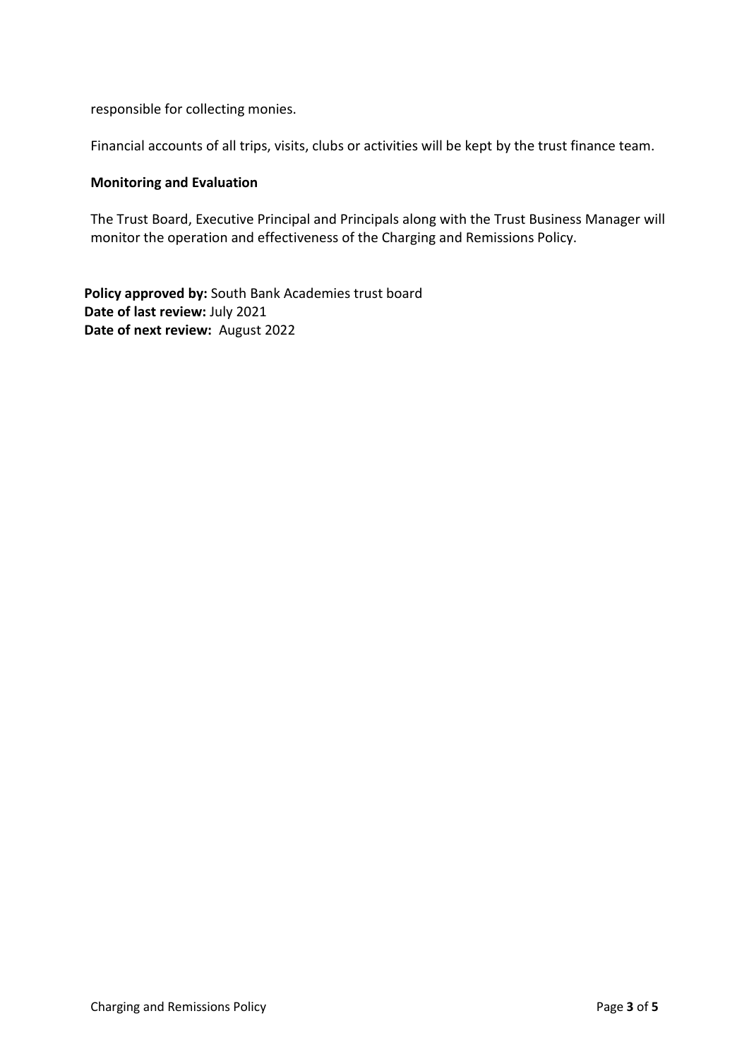responsible for collecting monies.

Financial accounts of all trips, visits, clubs or activities will be kept by the trust finance team.

**Monitoring and Evaluation**

The Trust Board, Executive Principal and Principals along with the Trust Business Manager will monitor the operation and effectiveness of the Charging and Remissions Policy.

**Policy approved by:** South Bank Academies trust board
**Date of last review:** July 2021
**Date of next review:** August 2022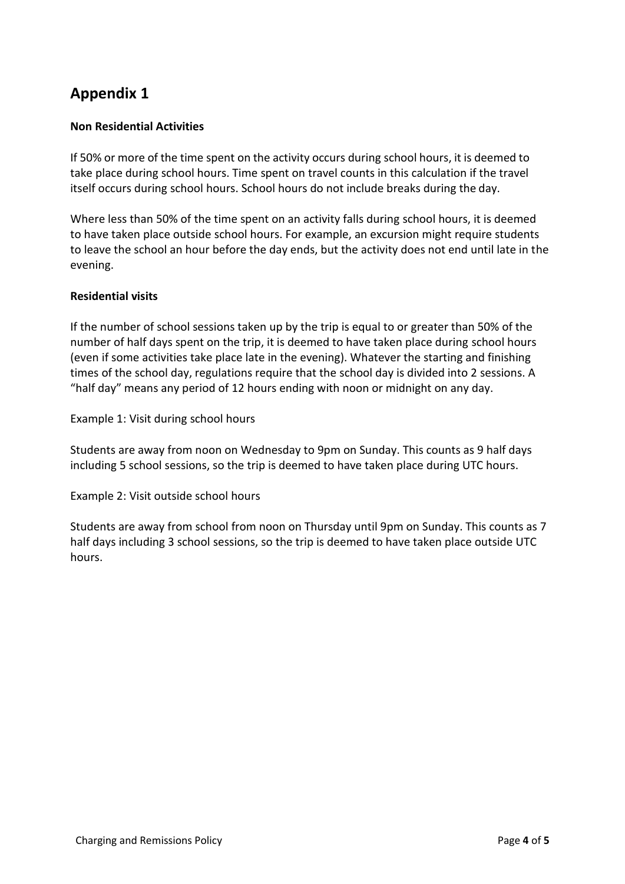## Appendix 1

**Non Residential Activities**

If 50% or more of the time spent on the activity occurs during school hours, it is deemed to take place during school hours. Time spent on travel counts in this calculation if the travel itself occurs during school hours. School hours do not include breaks during the day.

Where less than 50% of the time spent on an activity falls during school hours, it is deemed to have taken place outside school hours. For example, an excursion might require students to leave the school an hour before the day ends, but the activity does not end until late in the evening.

**Residential visits**

If the number of school sessions taken up by the trip is equal to or greater than 50% of the number of half days spent on the trip, it is deemed to have taken place during school hours (even if some activities take place late in the evening). Whatever the starting and finishing times of the school day, regulations require that the school day is divided into 2 sessions. A "half day" means any period of 12 hours ending with noon or midnight on any day.

Example 1: Visit during school hours

Students are away from noon on Wednesday to 9pm on Sunday. This counts as 9 half days including 5 school sessions, so the trip is deemed to have taken place during UTC hours.

Example 2: Visit outside school hours

Students are away from school from noon on Thursday until 9pm on Sunday. This counts as 7 half days including 3 school sessions, so the trip is deemed to have taken place outside UTC hours.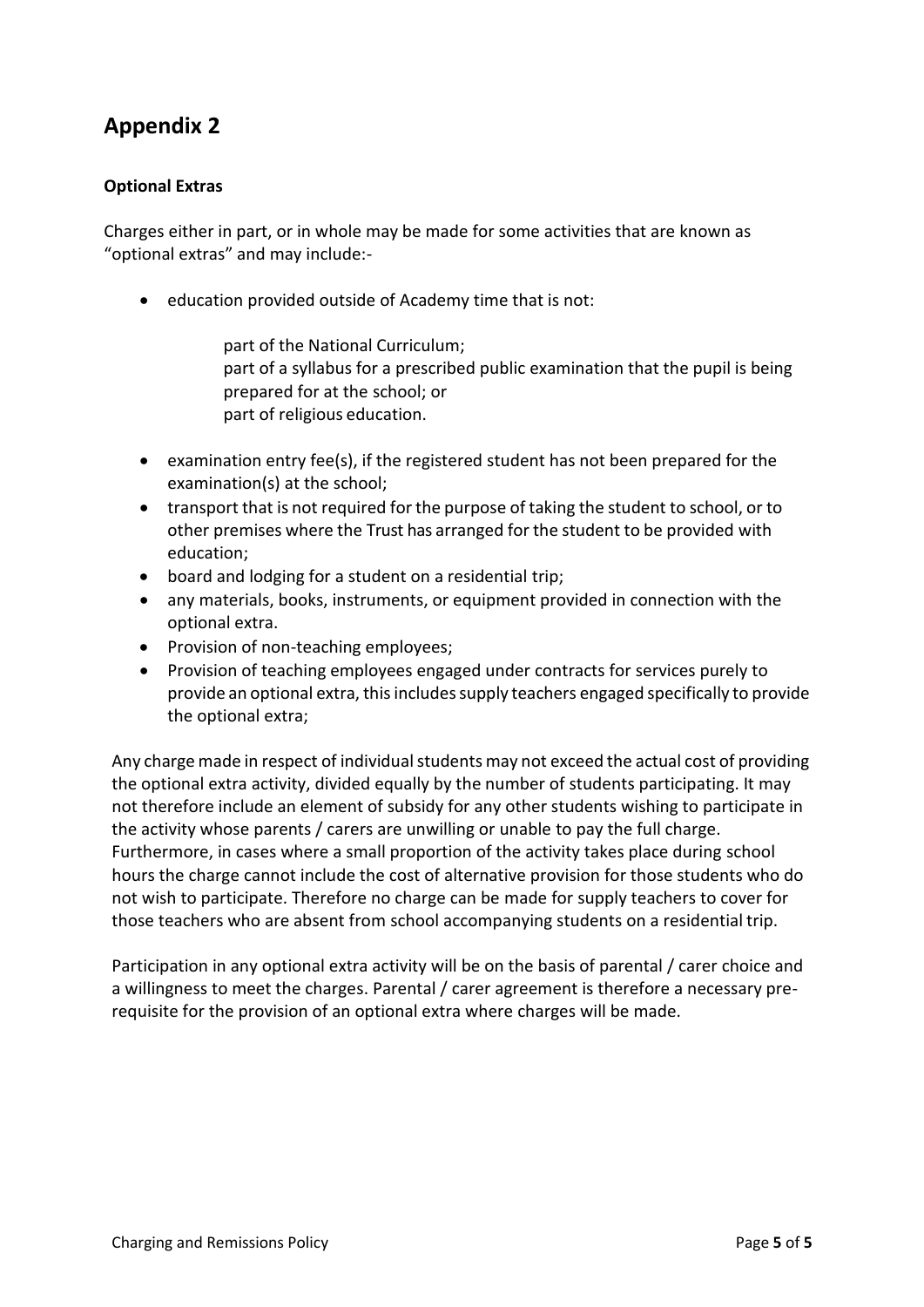# Appendix 2

**Optional Extras**

Charges either in part, or in whole may be made for some activities that are known as "optional extras" and may include:-

- education provided outside of Academy time that is not:

  part of the National Curriculum;
  part of a syllabus for a prescribed public examination that the pupil is being prepared for at the school; or
  part of religious education.

- examination entry fee(s), if the registered student has not been prepared for the examination(s) at the school;
- transport that is not required for the purpose of taking the student to school, or to other premises where the Trust has arranged for the student to be provided with education;
- board and lodging for a student on a residential trip;
- any materials, books, instruments, or equipment provided in connection with the optional extra.
- Provision of non-teaching employees;
- Provision of teaching employees engaged under contracts for services purely to provide an optional extra, this includes supply teachers engaged specifically to provide the optional extra;

Any charge made in respect of individual students may not exceed the actual cost of providing the optional extra activity, divided equally by the number of students participating. It may not therefore include an element of subsidy for any other students wishing to participate in the activity whose parents / carers are unwilling or unable to pay the full charge. Furthermore, in cases where a small proportion of the activity takes place during school hours the charge cannot include the cost of alternative provision for those students who do not wish to participate. Therefore no charge can be made for supply teachers to cover for those teachers who are absent from school accompanying students on a residential trip.

Participation in any optional extra activity will be on the basis of parental / carer choice and a willingness to meet the charges. Parental / carer agreement is therefore a necessary pre-requisite for the provision of an optional extra where charges will be made.